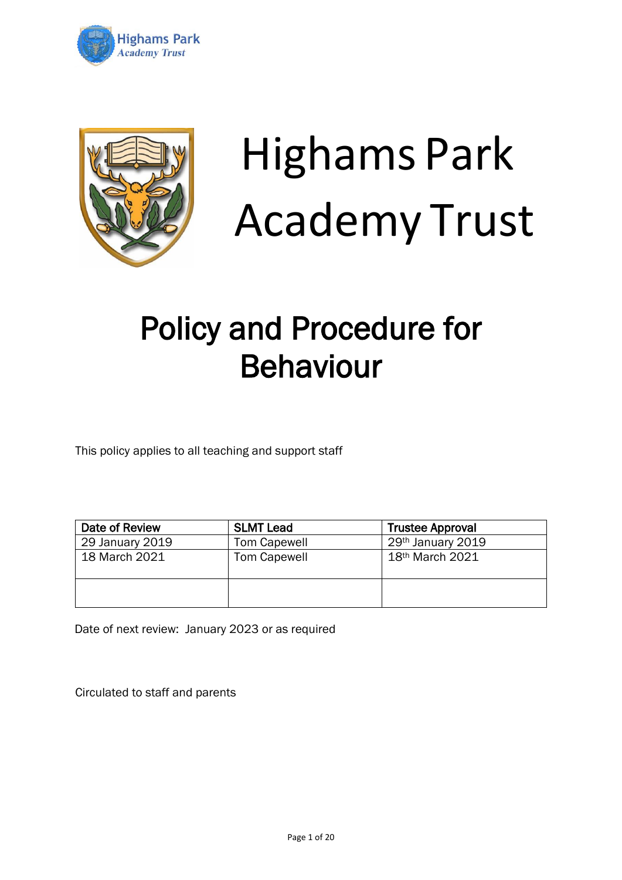# Highams Park Academy Trust

# Policy and Procedure for Behaviour

This policy applies to all teaching and support staff

| Date of Review | SLMT Lead | Trustee Approval |
|---|---|---|
| 29 January 2019 | Tom Capewell | 29th January 2019 |
| 18 March 2021 | Tom Capewell | 18th March 2021 |
| | | |

Date of next review: January 2023 or as required

Circulated to staff and parents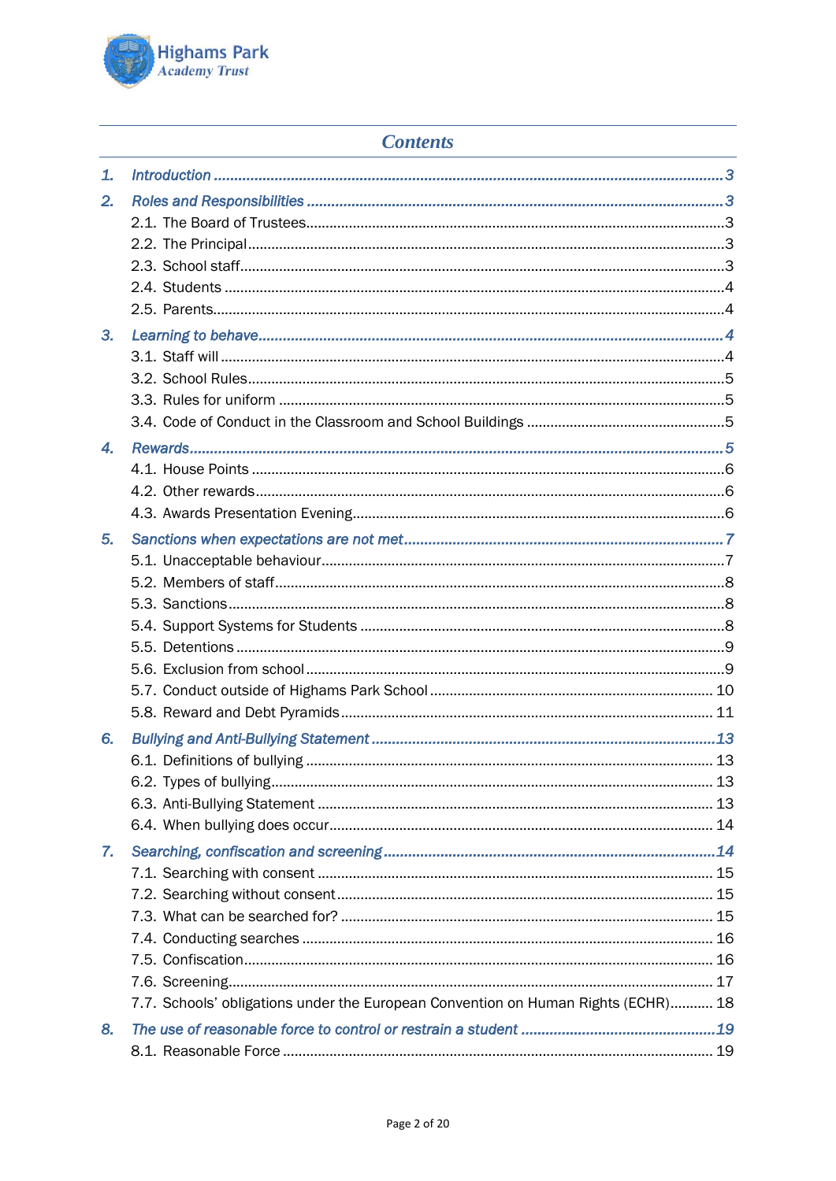## Contents

1. *Introduction* ........ 3
2. *Roles and Responsibilities* ........ 3
   - 2.1. The Board of Trustees ........ 3
   - 2.2. The Principal ........ 3
   - 2.3. School staff ........ 3
   - 2.4. Students ........ 4
   - 2.5. Parents ........ 4
3. *Learning to behave* ........ 4
   - 3.1. Staff will ........ 4
   - 3.2. School Rules ........ 5
   - 3.3. Rules for uniform ........ 5
   - 3.4. Code of Conduct in the Classroom and School Buildings ........ 5
4. *Rewards* ........ 5
   - 4.1. House Points ........ 6
   - 4.2. Other rewards ........ 6
   - 4.3. Awards Presentation Evening ........ 6
5. *Sanctions when expectations are not met* ........ 7
   - 5.1. Unacceptable behaviour ........ 7
   - 5.2. Members of staff ........ 8
   - 5.3. Sanctions ........ 8
   - 5.4. Support Systems for Students ........ 8
   - 5.5. Detentions ........ 9
   - 5.6. Exclusion from school ........ 9
   - 5.7. Conduct outside of Highams Park School ........ 10
   - 5.8. Reward and Debt Pyramids ........ 11
6. *Bullying and Anti-Bullying Statement* ........ 13
   - 6.1. Definitions of bullying ........ 13
   - 6.2. Types of bullying ........ 13
   - 6.3. Anti-Bullying Statement ........ 13
   - 6.4. When bullying does occur ........ 14
7. *Searching, confiscation and screening* ........ 14
   - 7.1. Searching with consent ........ 15
   - 7.2. Searching without consent ........ 15
   - 7.3. What can be searched for? ........ 15
   - 7.4. Conducting searches ........ 16
   - 7.5. Confiscation ........ 16
   - 7.6. Screening ........ 17
   - 7.7. Schools' obligations under the European Convention on Human Rights (ECHR) ........ 18
8. *The use of reasonable force to control or restrain a student* ........ 19
   - 8.1. Reasonable Force ........ 19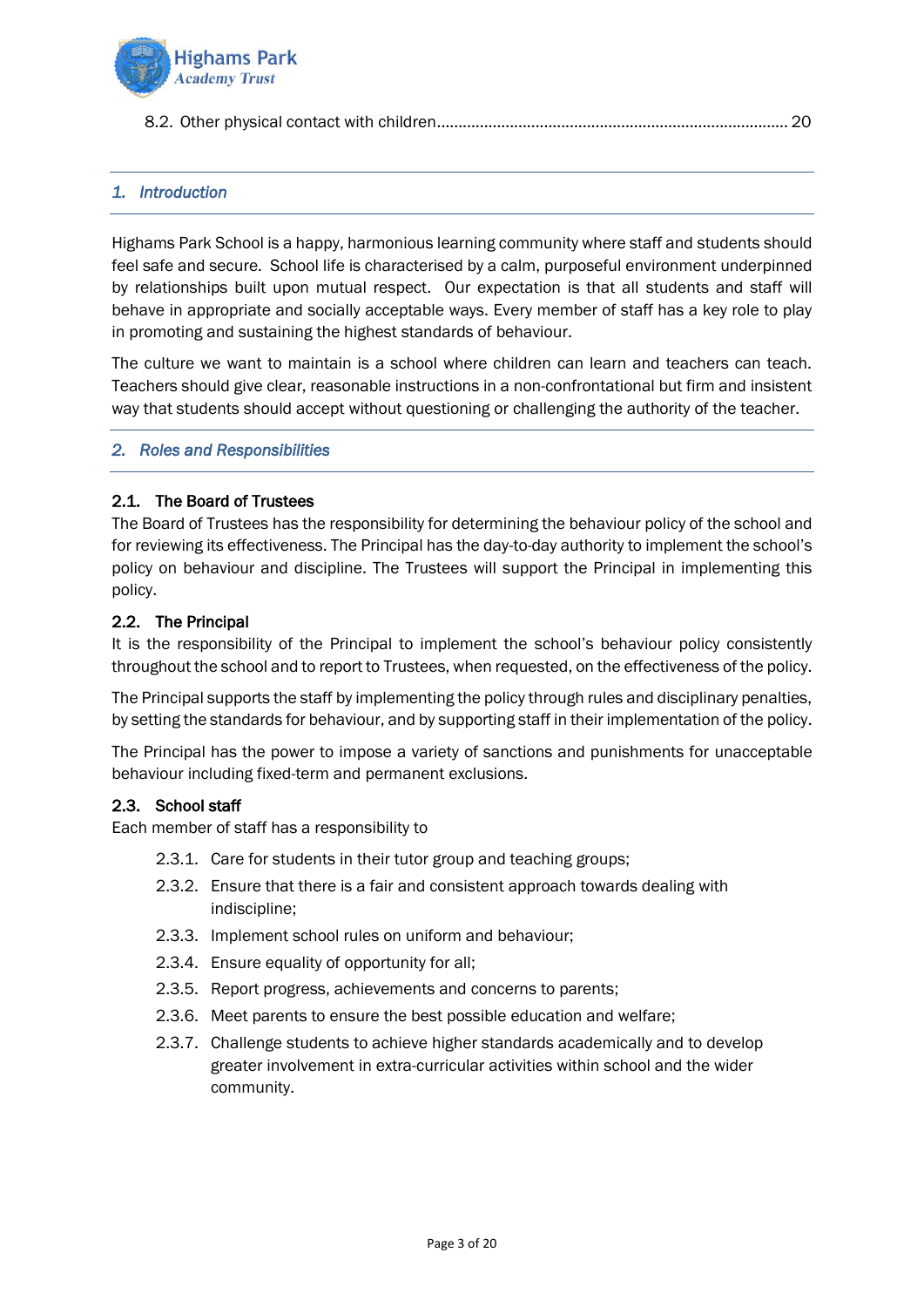8.2. Other physical contact with children........................................................................ 20

## 1. Introduction

Highams Park School is a happy, harmonious learning community where staff and students should feel safe and secure. School life is characterised by a calm, purposeful environment underpinned by relationships built upon mutual respect. Our expectation is that all students and staff will behave in appropriate and socially acceptable ways. Every member of staff has a key role to play in promoting and sustaining the highest standards of behaviour.

The culture we want to maintain is a school where children can learn and teachers can teach. Teachers should give clear, reasonable instructions in a non-confrontational but firm and insistent way that students should accept without questioning or challenging the authority of the teacher.

## 2. Roles and Responsibilities

### 2.1. The Board of Trustees

The Board of Trustees has the responsibility for determining the behaviour policy of the school and for reviewing its effectiveness. The Principal has the day-to-day authority to implement the school's policy on behaviour and discipline. The Trustees will support the Principal in implementing this policy.

### 2.2. The Principal

It is the responsibility of the Principal to implement the school's behaviour policy consistently throughout the school and to report to Trustees, when requested, on the effectiveness of the policy.

The Principal supports the staff by implementing the policy through rules and disciplinary penalties, by setting the standards for behaviour, and by supporting staff in their implementation of the policy.

The Principal has the power to impose a variety of sanctions and punishments for unacceptable behaviour including fixed-term and permanent exclusions.

### 2.3. School staff

Each member of staff has a responsibility to

- 2.3.1. Care for students in their tutor group and teaching groups;
- 2.3.2. Ensure that there is a fair and consistent approach towards dealing with indiscipline;
- 2.3.3. Implement school rules on uniform and behaviour;
- 2.3.4. Ensure equality of opportunity for all;
- 2.3.5. Report progress, achievements and concerns to parents;
- 2.3.6. Meet parents to ensure the best possible education and welfare;
- 2.3.7. Challenge students to achieve higher standards academically and to develop greater involvement in extra-curricular activities within school and the wider community.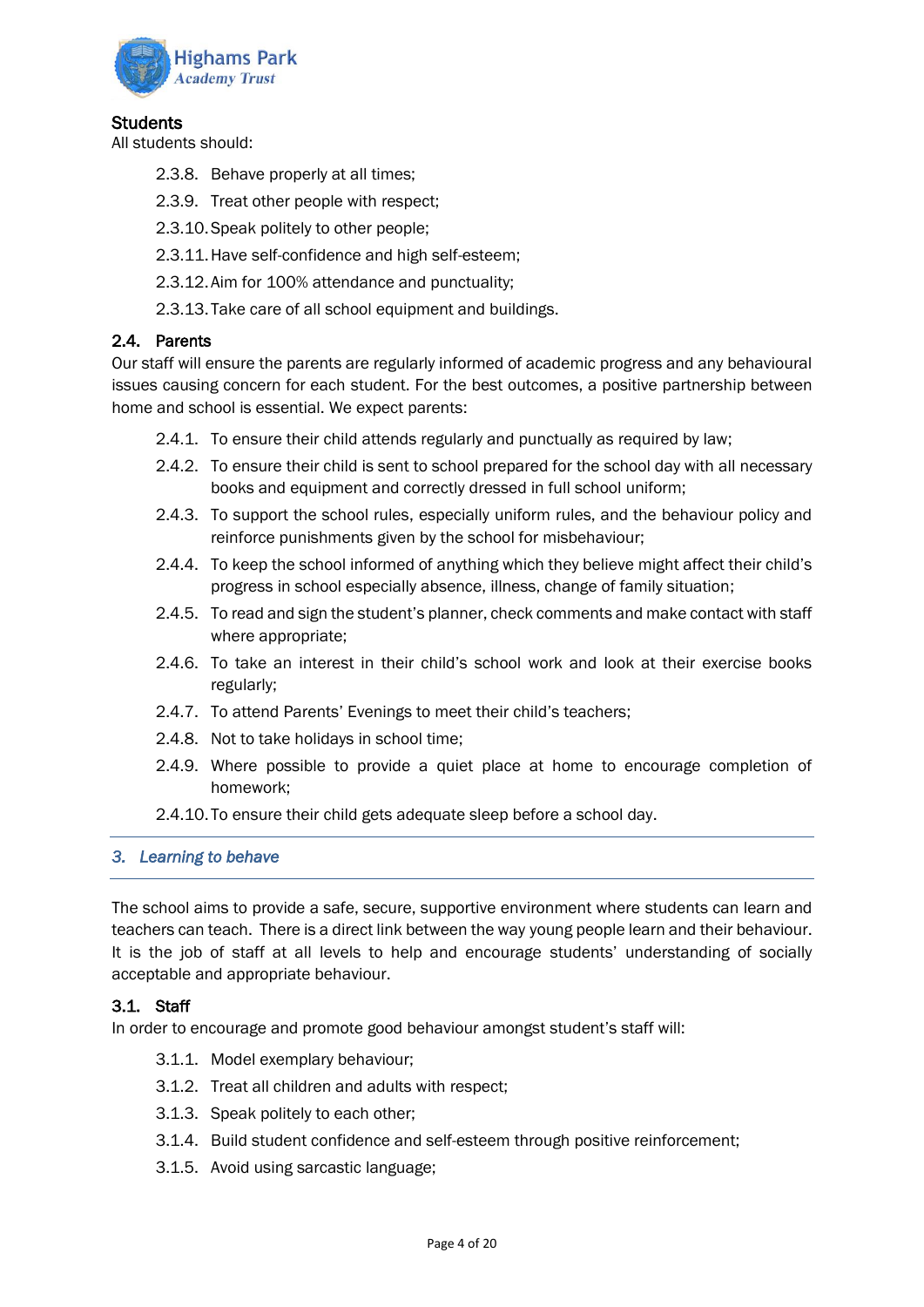### Students

All students should:

- 2.3.8. Behave properly at all times;
- 2.3.9. Treat other people with respect;
- 2.3.10. Speak politely to other people;
- 2.3.11. Have self-confidence and high self-esteem;
- 2.3.12. Aim for 100% attendance and punctuality;
- 2.3.13. Take care of all school equipment and buildings.

### 2.4. Parents

Our staff will ensure the parents are regularly informed of academic progress and any behavioural issues causing concern for each student. For the best outcomes, a positive partnership between home and school is essential. We expect parents:

- 2.4.1. To ensure their child attends regularly and punctually as required by law;
- 2.4.2. To ensure their child is sent to school prepared for the school day with all necessary books and equipment and correctly dressed in full school uniform;
- 2.4.3. To support the school rules, especially uniform rules, and the behaviour policy and reinforce punishments given by the school for misbehaviour;
- 2.4.4. To keep the school informed of anything which they believe might affect their child's progress in school especially absence, illness, change of family situation;
- 2.4.5. To read and sign the student's planner, check comments and make contact with staff where appropriate;
- 2.4.6. To take an interest in their child's school work and look at their exercise books regularly;
- 2.4.7. To attend Parents' Evenings to meet their child's teachers;
- 2.4.8. Not to take holidays in school time;
- 2.4.9. Where possible to provide a quiet place at home to encourage completion of homework;
- 2.4.10. To ensure their child gets adequate sleep before a school day.

## *3. Learning to behave*

The school aims to provide a safe, secure, supportive environment where students can learn and teachers can teach. There is a direct link between the way young people learn and their behaviour. It is the job of staff at all levels to help and encourage students' understanding of socially acceptable and appropriate behaviour.

### 3.1. Staff

In order to encourage and promote good behaviour amongst student's staff will:

- 3.1.1. Model exemplary behaviour;
- 3.1.2. Treat all children and adults with respect;
- 3.1.3. Speak politely to each other;
- 3.1.4. Build student confidence and self-esteem through positive reinforcement;
- 3.1.5. Avoid using sarcastic language;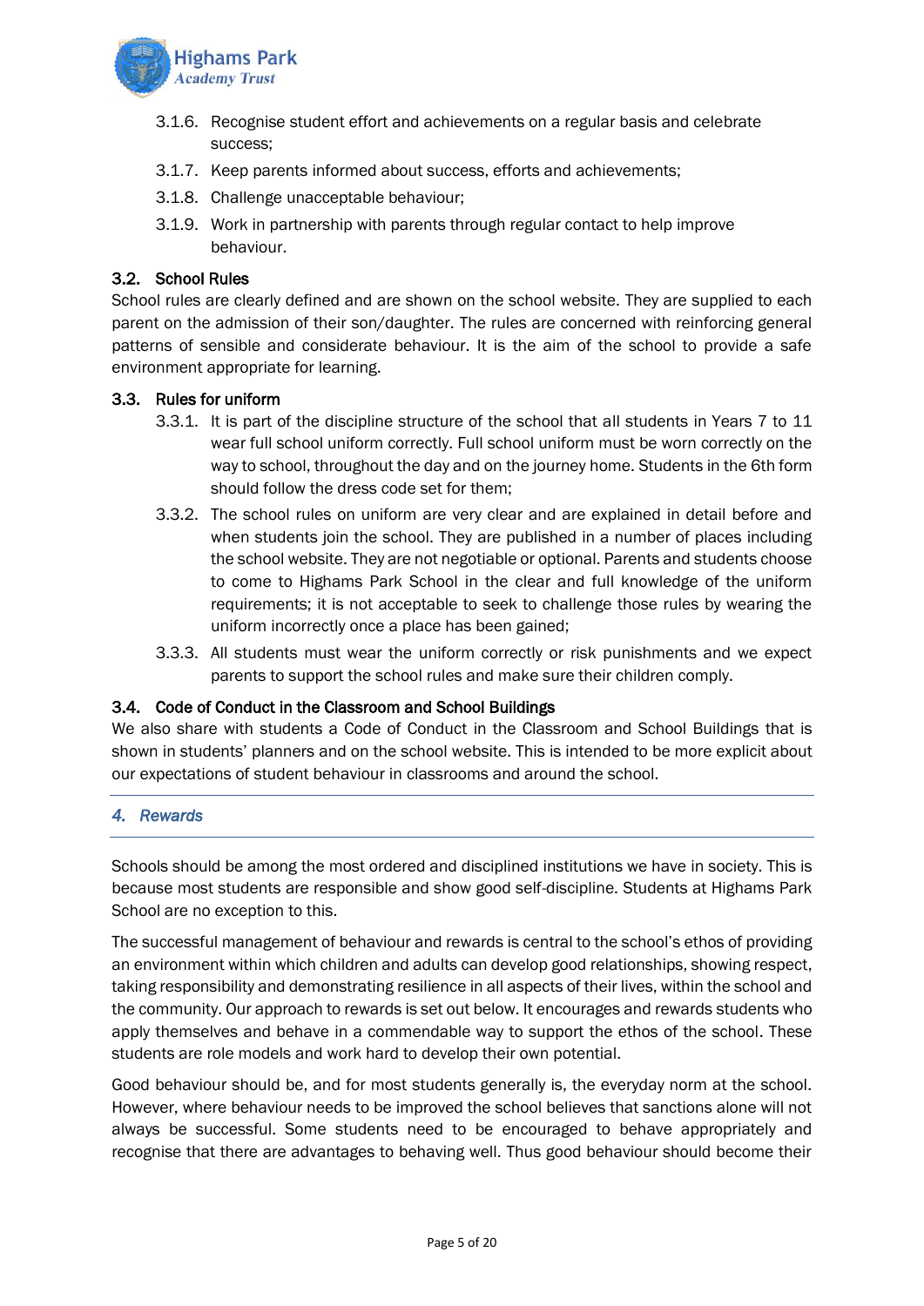3.1.6. Recognise student effort and achievements on a regular basis and celebrate success;

3.1.7. Keep parents informed about success, efforts and achievements;

3.1.8. Challenge unacceptable behaviour;

3.1.9. Work in partnership with parents through regular contact to help improve behaviour.

### 3.2. School Rules

School rules are clearly defined and are shown on the school website. They are supplied to each parent on the admission of their son/daughter. The rules are concerned with reinforcing general patterns of sensible and considerate behaviour. It is the aim of the school to provide a safe environment appropriate for learning.

### 3.3. Rules for uniform

3.3.1. It is part of the discipline structure of the school that all students in Years 7 to 11 wear full school uniform correctly. Full school uniform must be worn correctly on the way to school, throughout the day and on the journey home. Students in the 6th form should follow the dress code set for them;

3.3.2. The school rules on uniform are very clear and are explained in detail before and when students join the school. They are published in a number of places including the school website. They are not negotiable or optional. Parents and students choose to come to Highams Park School in the clear and full knowledge of the uniform requirements; it is not acceptable to seek to challenge those rules by wearing the uniform incorrectly once a place has been gained;

3.3.3. All students must wear the uniform correctly or risk punishments and we expect parents to support the school rules and make sure their children comply.

### 3.4. Code of Conduct in the Classroom and School Buildings

We also share with students a Code of Conduct in the Classroom and School Buildings that is shown in students' planners and on the school website. This is intended to be more explicit about our expectations of student behaviour in classrooms and around the school.

## *4. Rewards*

Schools should be among the most ordered and disciplined institutions we have in society. This is because most students are responsible and show good self-discipline. Students at Highams Park School are no exception to this.

The successful management of behaviour and rewards is central to the school's ethos of providing an environment within which children and adults can develop good relationships, showing respect, taking responsibility and demonstrating resilience in all aspects of their lives, within the school and the community. Our approach to rewards is set out below. It encourages and rewards students who apply themselves and behave in a commendable way to support the ethos of the school. These students are role models and work hard to develop their own potential.

Good behaviour should be, and for most students generally is, the everyday norm at the school. However, where behaviour needs to be improved the school believes that sanctions alone will not always be successful. Some students need to be encouraged to behave appropriately and recognise that there are advantages to behaving well. Thus good behaviour should become their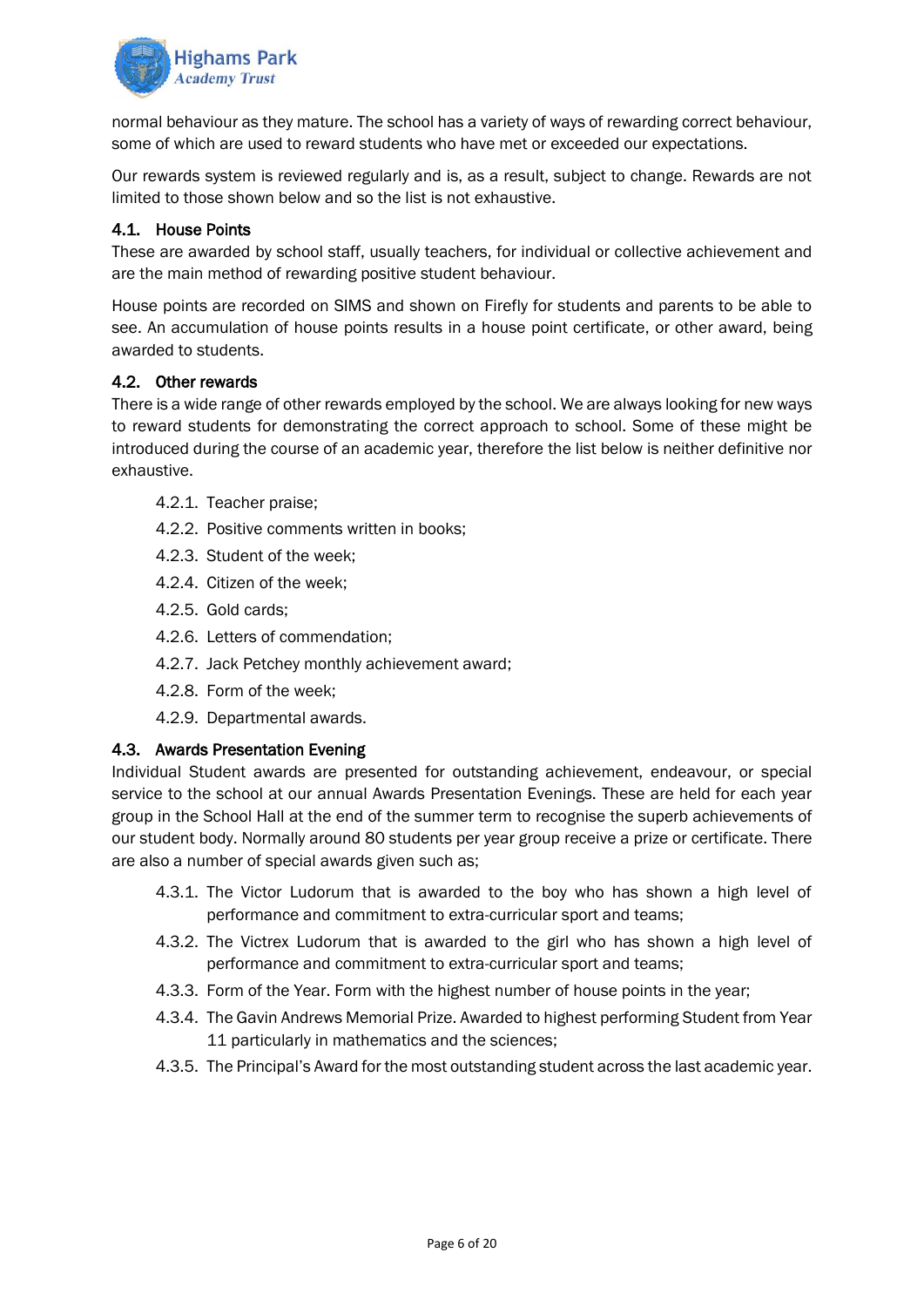normal behaviour as they mature. The school has a variety of ways of rewarding correct behaviour, some of which are used to reward students who have met or exceeded our expectations.

Our rewards system is reviewed regularly and is, as a result, subject to change. Rewards are not limited to those shown below and so the list is not exhaustive.

### 4.1. House Points

These are awarded by school staff, usually teachers, for individual or collective achievement and are the main method of rewarding positive student behaviour.

House points are recorded on SIMS and shown on Firefly for students and parents to be able to see. An accumulation of house points results in a house point certificate, or other award, being awarded to students.

### 4.2. Other rewards

There is a wide range of other rewards employed by the school. We are always looking for new ways to reward students for demonstrating the correct approach to school. Some of these might be introduced during the course of an academic year, therefore the list below is neither definitive nor exhaustive.

- 4.2.1. Teacher praise;
- 4.2.2. Positive comments written in books;
- 4.2.3. Student of the week;
- 4.2.4. Citizen of the week;
- 4.2.5. Gold cards;
- 4.2.6. Letters of commendation;
- 4.2.7. Jack Petchey monthly achievement award;
- 4.2.8. Form of the week;
- 4.2.9. Departmental awards.

### 4.3. Awards Presentation Evening

Individual Student awards are presented for outstanding achievement, endeavour, or special service to the school at our annual Awards Presentation Evenings. These are held for each year group in the School Hall at the end of the summer term to recognise the superb achievements of our student body. Normally around 80 students per year group receive a prize or certificate. There are also a number of special awards given such as;

- 4.3.1. The Victor Ludorum that is awarded to the boy who has shown a high level of performance and commitment to extra-curricular sport and teams;
- 4.3.2. The Victrex Ludorum that is awarded to the girl who has shown a high level of performance and commitment to extra-curricular sport and teams;
- 4.3.3. Form of the Year. Form with the highest number of house points in the year;
- 4.3.4. The Gavin Andrews Memorial Prize. Awarded to highest performing Student from Year 11 particularly in mathematics and the sciences;
- 4.3.5. The Principal's Award for the most outstanding student across the last academic year.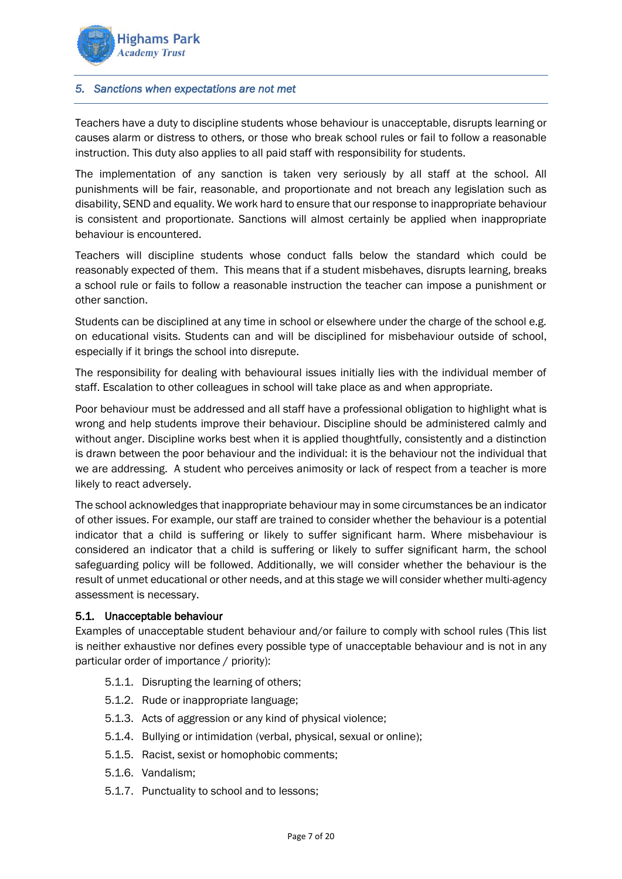## *5. Sanctions when expectations are not met*

Teachers have a duty to discipline students whose behaviour is unacceptable, disrupts learning or causes alarm or distress to others, or those who break school rules or fail to follow a reasonable instruction. This duty also applies to all paid staff with responsibility for students.

The implementation of any sanction is taken very seriously by all staff at the school. All punishments will be fair, reasonable, and proportionate and not breach any legislation such as disability, SEND and equality. We work hard to ensure that our response to inappropriate behaviour is consistent and proportionate. Sanctions will almost certainly be applied when inappropriate behaviour is encountered.

Teachers will discipline students whose conduct falls below the standard which could be reasonably expected of them. This means that if a student misbehaves, disrupts learning, breaks a school rule or fails to follow a reasonable instruction the teacher can impose a punishment or other sanction.

Students can be disciplined at any time in school or elsewhere under the charge of the school e.g. on educational visits. Students can and will be disciplined for misbehaviour outside of school, especially if it brings the school into disrepute.

The responsibility for dealing with behavioural issues initially lies with the individual member of staff. Escalation to other colleagues in school will take place as and when appropriate.

Poor behaviour must be addressed and all staff have a professional obligation to highlight what is wrong and help students improve their behaviour. Discipline should be administered calmly and without anger. Discipline works best when it is applied thoughtfully, consistently and a distinction is drawn between the poor behaviour and the individual: it is the behaviour not the individual that we are addressing. A student who perceives animosity or lack of respect from a teacher is more likely to react adversely.

The school acknowledges that inappropriate behaviour may in some circumstances be an indicator of other issues. For example, our staff are trained to consider whether the behaviour is a potential indicator that a child is suffering or likely to suffer significant harm. Where misbehaviour is considered an indicator that a child is suffering or likely to suffer significant harm, the school safeguarding policy will be followed. Additionally, we will consider whether the behaviour is the result of unmet educational or other needs, and at this stage we will consider whether multi-agency assessment is necessary.

### 5.1. Unacceptable behaviour

Examples of unacceptable student behaviour and/or failure to comply with school rules (This list is neither exhaustive nor defines every possible type of unacceptable behaviour and is not in any particular order of importance / priority):

- 5.1.1. Disrupting the learning of others;
- 5.1.2. Rude or inappropriate language;
- 5.1.3. Acts of aggression or any kind of physical violence;
- 5.1.4. Bullying or intimidation (verbal, physical, sexual or online);
- 5.1.5. Racist, sexist or homophobic comments;
- 5.1.6. Vandalism;
- 5.1.7. Punctuality to school and to lessons;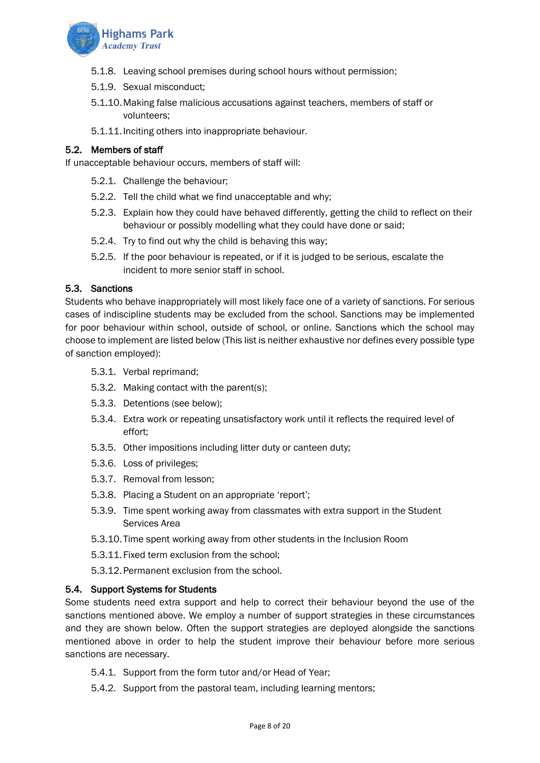5.1.8. Leaving school premises during school hours without permission;

5.1.9. Sexual misconduct;

5.1.10. Making false malicious accusations against teachers, members of staff or volunteers;

5.1.11. Inciting others into inappropriate behaviour.

### 5.2. Members of staff

If unacceptable behaviour occurs, members of staff will:

5.2.1. Challenge the behaviour;

5.2.2. Tell the child what we find unacceptable and why;

5.2.3. Explain how they could have behaved differently, getting the child to reflect on their behaviour or possibly modelling what they could have done or said;

5.2.4. Try to find out why the child is behaving this way;

5.2.5. If the poor behaviour is repeated, or if it is judged to be serious, escalate the incident to more senior staff in school.

### 5.3. Sanctions

Students who behave inappropriately will most likely face one of a variety of sanctions. For serious cases of indiscipline students may be excluded from the school. Sanctions may be implemented for poor behaviour within school, outside of school, or online. Sanctions which the school may choose to implement are listed below (This list is neither exhaustive nor defines every possible type of sanction employed):

5.3.1. Verbal reprimand;

5.3.2. Making contact with the parent(s);

5.3.3. Detentions (see below);

5.3.4. Extra work or repeating unsatisfactory work until it reflects the required level of effort;

5.3.5. Other impositions including litter duty or canteen duty;

5.3.6. Loss of privileges;

5.3.7. Removal from lesson;

5.3.8. Placing a Student on an appropriate 'report';

5.3.9. Time spent working away from classmates with extra support in the Student Services Area

5.3.10. Time spent working away from other students in the Inclusion Room

5.3.11. Fixed term exclusion from the school;

5.3.12. Permanent exclusion from the school.

### 5.4. Support Systems for Students

Some students need extra support and help to correct their behaviour beyond the use of the sanctions mentioned above. We employ a number of support strategies in these circumstances and they are shown below. Often the support strategies are deployed alongside the sanctions mentioned above in order to help the student improve their behaviour before more serious sanctions are necessary.

5.4.1. Support from the form tutor and/or Head of Year;

5.4.2. Support from the pastoral team, including learning mentors;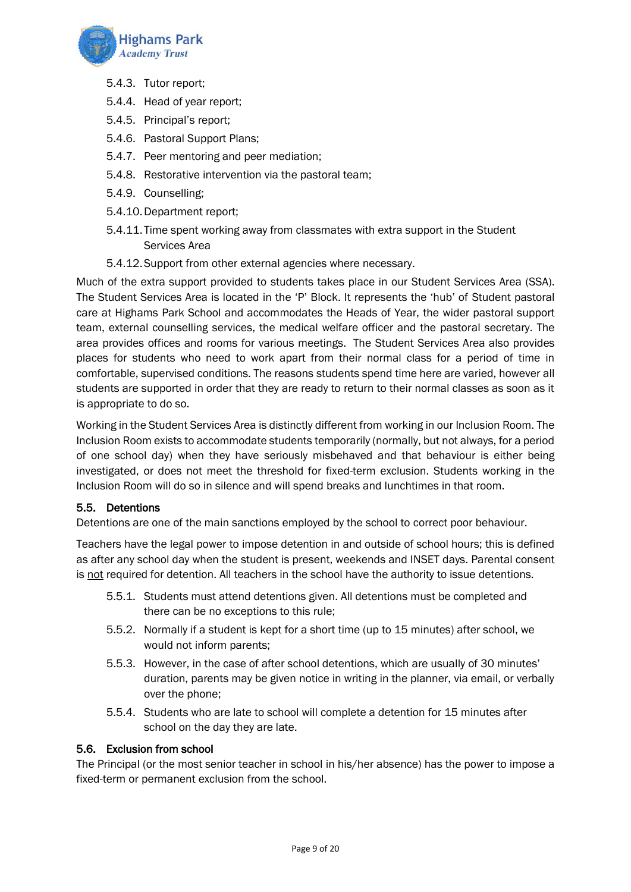5.4.3. Tutor report;

5.4.4. Head of year report;

5.4.5. Principal's report;

5.4.6. Pastoral Support Plans;

5.4.7. Peer mentoring and peer mediation;

5.4.8. Restorative intervention via the pastoral team;

5.4.9. Counselling;

5.4.10. Department report;

5.4.11. Time spent working away from classmates with extra support in the Student Services Area

5.4.12. Support from other external agencies where necessary.

Much of the extra support provided to students takes place in our Student Services Area (SSA). The Student Services Area is located in the 'P' Block. It represents the 'hub' of Student pastoral care at Highams Park School and accommodates the Heads of Year, the wider pastoral support team, external counselling services, the medical welfare officer and the pastoral secretary. The area provides offices and rooms for various meetings. The Student Services Area also provides places for students who need to work apart from their normal class for a period of time in comfortable, supervised conditions. The reasons students spend time here are varied, however all students are supported in order that they are ready to return to their normal classes as soon as it is appropriate to do so.

Working in the Student Services Area is distinctly different from working in our Inclusion Room. The Inclusion Room exists to accommodate students temporarily (normally, but not always, for a period of one school day) when they have seriously misbehaved and that behaviour is either being investigated, or does not meet the threshold for fixed-term exclusion. Students working in the Inclusion Room will do so in silence and will spend breaks and lunchtimes in that room.

### 5.5. Detentions

Detentions are one of the main sanctions employed by the school to correct poor behaviour.

Teachers have the legal power to impose detention in and outside of school hours; this is defined as after any school day when the student is present, weekends and INSET days. Parental consent is <u>not</u> required for detention. All teachers in the school have the authority to issue detentions.

5.5.1. Students must attend detentions given. All detentions must be completed and there can be no exceptions to this rule;

5.5.2. Normally if a student is kept for a short time (up to 15 minutes) after school, we would not inform parents;

5.5.3. However, in the case of after school detentions, which are usually of 30 minutes' duration, parents may be given notice in writing in the planner, via email, or verbally over the phone;

5.5.4. Students who are late to school will complete a detention for 15 minutes after school on the day they are late.

### 5.6. Exclusion from school

The Principal (or the most senior teacher in school in his/her absence) has the power to impose a fixed-term or permanent exclusion from the school.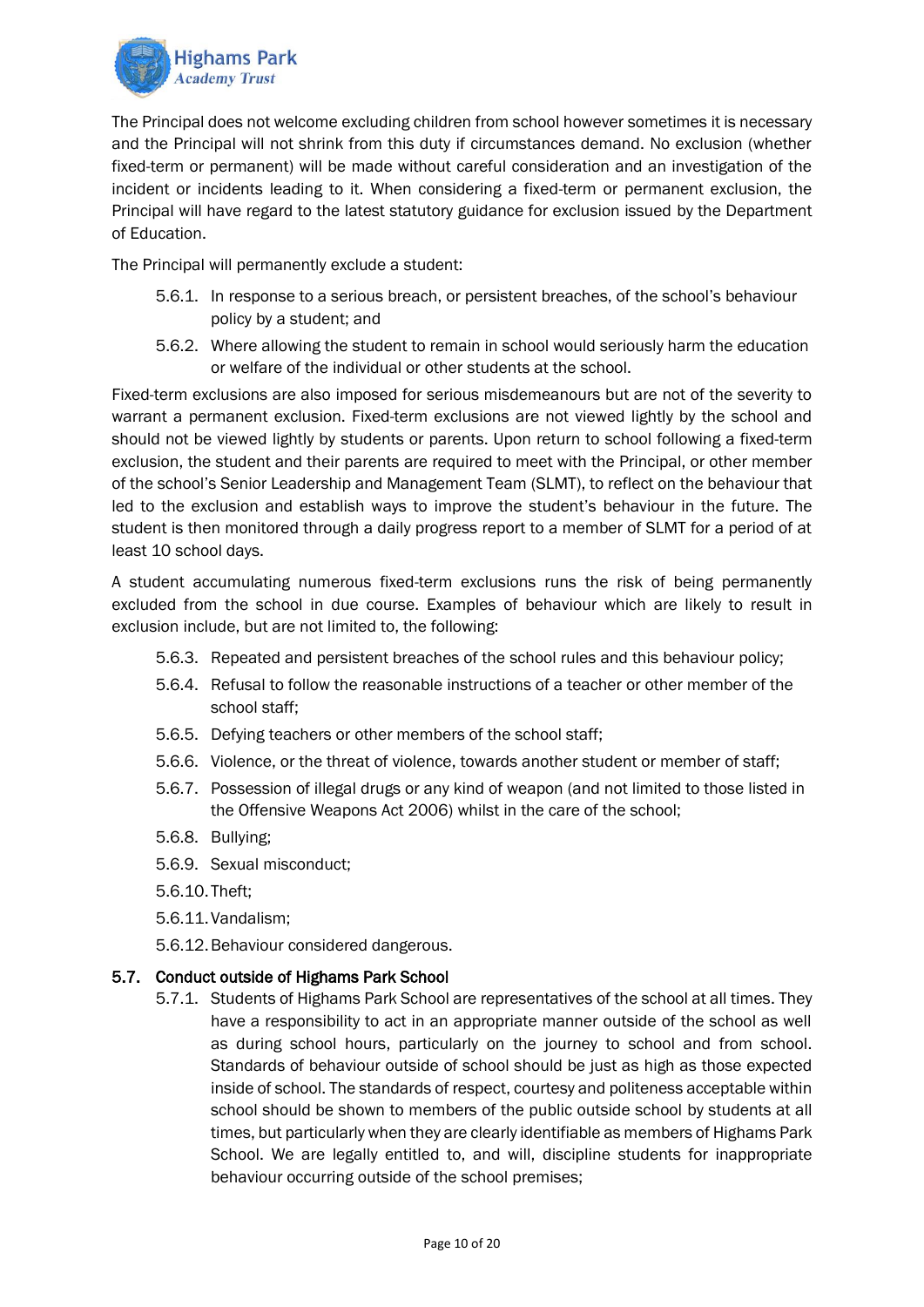The Principal does not welcome excluding children from school however sometimes it is necessary and the Principal will not shrink from this duty if circumstances demand. No exclusion (whether fixed-term or permanent) will be made without careful consideration and an investigation of the incident or incidents leading to it. When considering a fixed-term or permanent exclusion, the Principal will have regard to the latest statutory guidance for exclusion issued by the Department of Education.

The Principal will permanently exclude a student:

- 5.6.1. In response to a serious breach, or persistent breaches, of the school's behaviour policy by a student; and
- 5.6.2. Where allowing the student to remain in school would seriously harm the education or welfare of the individual or other students at the school.

Fixed-term exclusions are also imposed for serious misdemeanours but are not of the severity to warrant a permanent exclusion. Fixed-term exclusions are not viewed lightly by the school and should not be viewed lightly by students or parents. Upon return to school following a fixed-term exclusion, the student and their parents are required to meet with the Principal, or other member of the school's Senior Leadership and Management Team (SLMT), to reflect on the behaviour that led to the exclusion and establish ways to improve the student's behaviour in the future. The student is then monitored through a daily progress report to a member of SLMT for a period of at least 10 school days.

A student accumulating numerous fixed-term exclusions runs the risk of being permanently excluded from the school in due course. Examples of behaviour which are likely to result in exclusion include, but are not limited to, the following:

- 5.6.3. Repeated and persistent breaches of the school rules and this behaviour policy;
- 5.6.4. Refusal to follow the reasonable instructions of a teacher or other member of the school staff;
- 5.6.5. Defying teachers or other members of the school staff;
- 5.6.6. Violence, or the threat of violence, towards another student or member of staff;
- 5.6.7. Possession of illegal drugs or any kind of weapon (and not limited to those listed in the Offensive Weapons Act 2006) whilst in the care of the school;
- 5.6.8. Bullying;
- 5.6.9. Sexual misconduct;
- 5.6.10. Theft;
- 5.6.11. Vandalism;
- 5.6.12. Behaviour considered dangerous.

### 5.7. Conduct outside of Highams Park School

- 5.7.1. Students of Highams Park School are representatives of the school at all times. They have a responsibility to act in an appropriate manner outside of the school as well as during school hours, particularly on the journey to school and from school. Standards of behaviour outside of school should be just as high as those expected inside of school. The standards of respect, courtesy and politeness acceptable within school should be shown to members of the public outside school by students at all times, but particularly when they are clearly identifiable as members of Highams Park School. We are legally entitled to, and will, discipline students for inappropriate behaviour occurring outside of the school premises;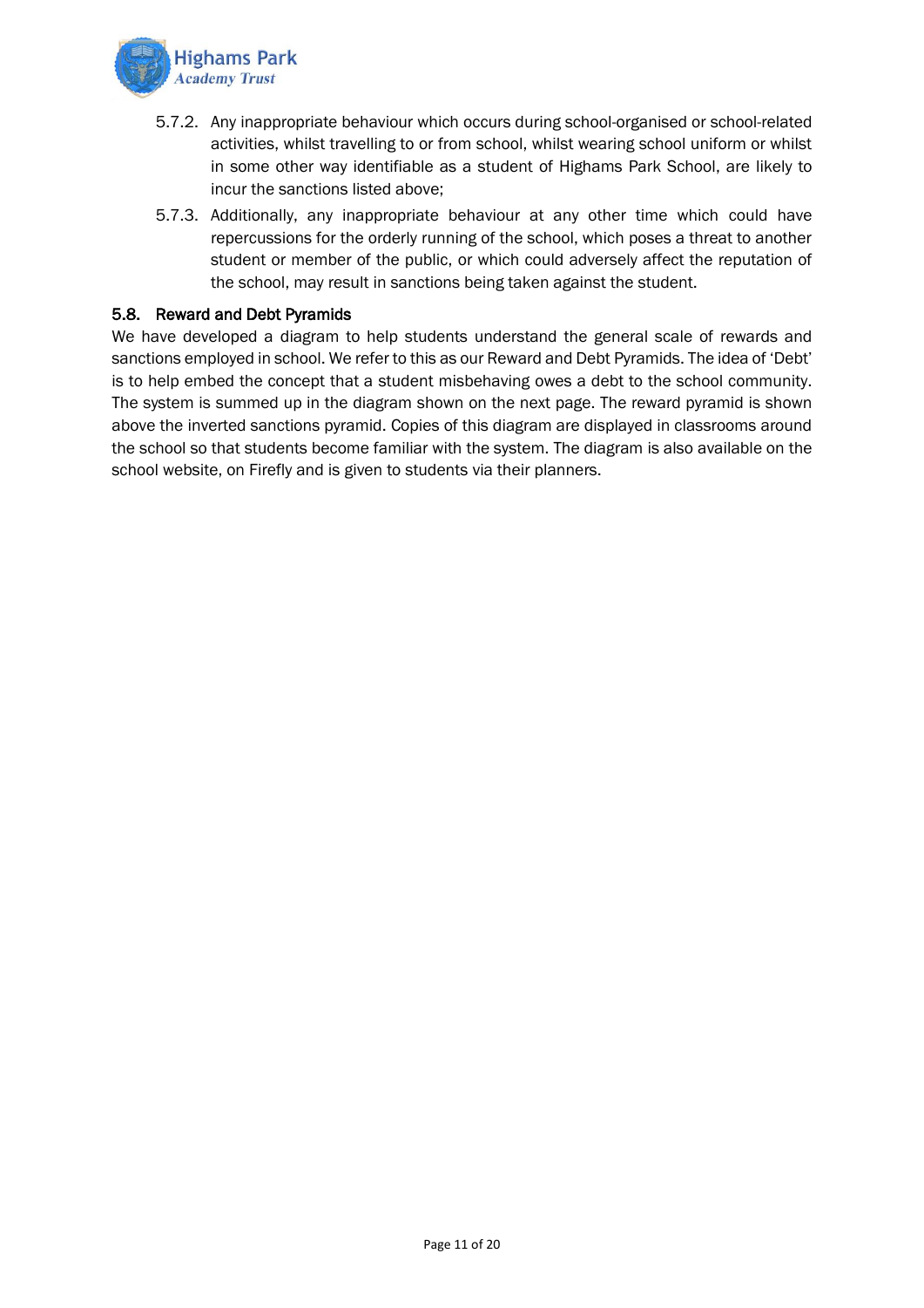5.7.2. Any inappropriate behaviour which occurs during school-organised or school-related activities, whilst travelling to or from school, whilst wearing school uniform or whilst in some other way identifiable as a student of Highams Park School, are likely to incur the sanctions listed above;

5.7.3. Additionally, any inappropriate behaviour at any other time which could have repercussions for the orderly running of the school, which poses a threat to another student or member of the public, or which could adversely affect the reputation of the school, may result in sanctions being taken against the student.

### 5.8. Reward and Debt Pyramids

We have developed a diagram to help students understand the general scale of rewards and sanctions employed in school. We refer to this as our Reward and Debt Pyramids. The idea of 'Debt' is to help embed the concept that a student misbehaving owes a debt to the school community. The system is summed up in the diagram shown on the next page. The reward pyramid is shown above the inverted sanctions pyramid. Copies of this diagram are displayed in classrooms around the school so that students become familiar with the system. The diagram is also available on the school website, on Firefly and is given to students via their planners.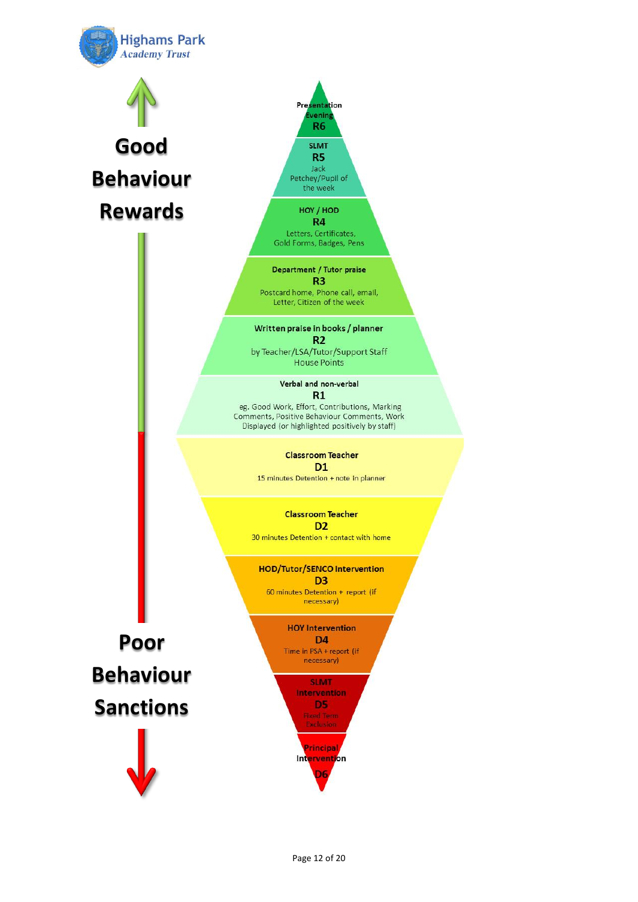Highams Park Academy Trust

**Good Behaviour Rewards**

**Presentation Evening**
**R6**

**SLMT**
**R5**
Jack Petchey/Pupil of the week

**HOY / HOD**
**R4**
Letters, Certificates, Gold Forms, Badges, Pens

**Department / Tutor praise**
**R3**
Postcard home, Phone call, email, Letter, Citizen of the week

**Written praise in books / planner**
**R2**
by Teacher/LSA/Tutor/Support Staff House Points

**Verbal and non-verbal**
**R1**
eg. Good Work, Effort, Contributions, Marking Comments, Positive Behaviour Comments, Work Displayed (or highlighted positively by staff)

**Classroom Teacher**
**D1**
15 minutes Detention + note in planner

**Classroom Teacher**
**D2**
30 minutes Detention + contact with home

**HOD/Tutor/SENCO Intervention**
**D3**
60 minutes Detention + report (if necessary)

**HOY Intervention**
**D4**
Time in PSA + report (if necessary)

**SLMT Intervention**
**D5**
Fixed Term Exclusion

**Principal Intervention**
**D6**

**Poor Behaviour Sanctions**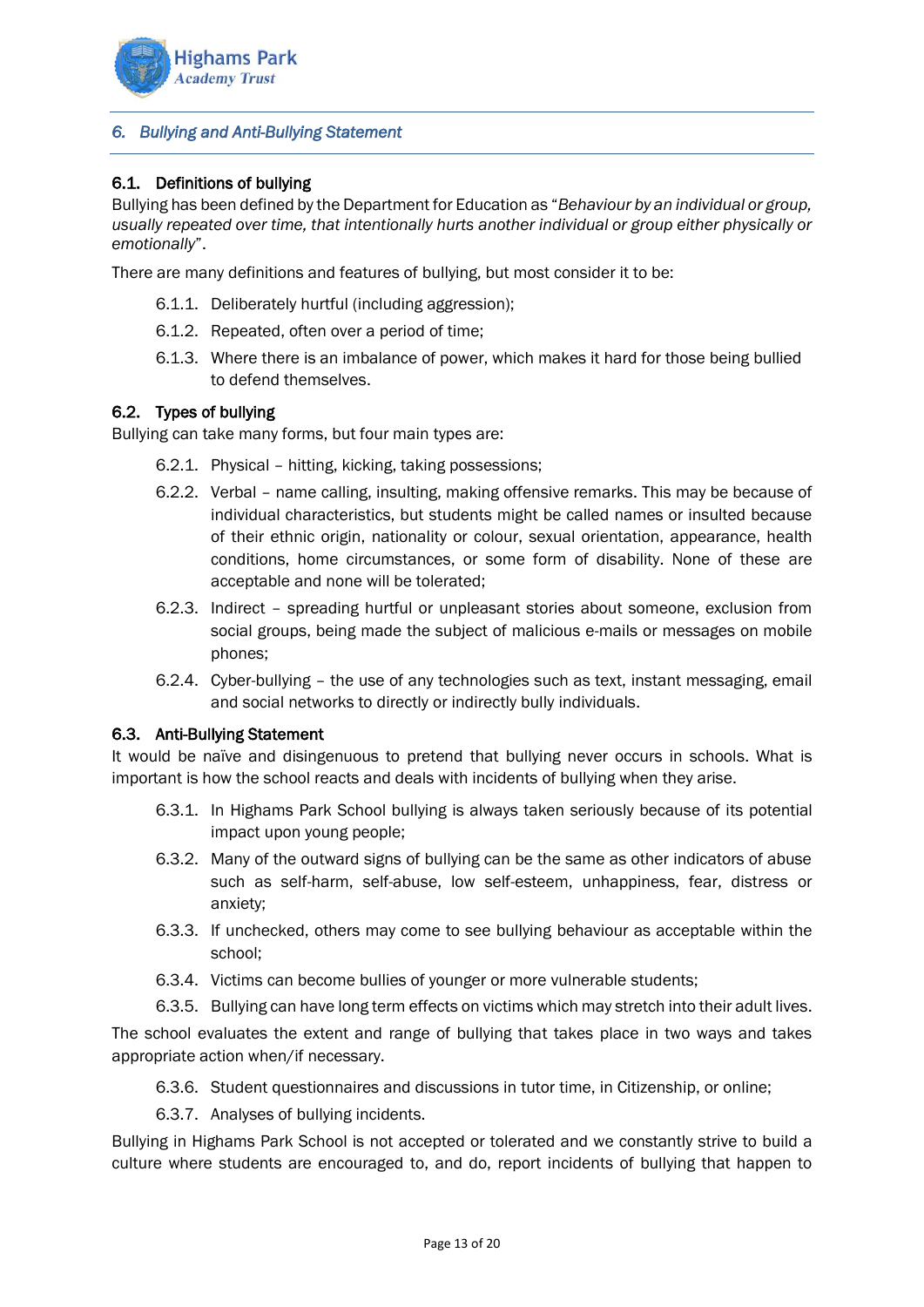## 6. *Bullying and Anti-Bullying Statement*

### 6.1. Definitions of bullying

Bullying has been defined by the Department for Education as "*Behaviour by an individual or group, usually repeated over time, that intentionally hurts another individual or group either physically or emotionally*".

There are many definitions and features of bullying, but most consider it to be:

- 6.1.1. Deliberately hurtful (including aggression);
- 6.1.2. Repeated, often over a period of time;
- 6.1.3. Where there is an imbalance of power, which makes it hard for those being bullied to defend themselves.

### 6.2. Types of bullying

Bullying can take many forms, but four main types are:

- 6.2.1. Physical – hitting, kicking, taking possessions;
- 6.2.2. Verbal – name calling, insulting, making offensive remarks. This may be because of individual characteristics, but students might be called names or insulted because of their ethnic origin, nationality or colour, sexual orientation, appearance, health conditions, home circumstances, or some form of disability. None of these are acceptable and none will be tolerated;
- 6.2.3. Indirect – spreading hurtful or unpleasant stories about someone, exclusion from social groups, being made the subject of malicious e-mails or messages on mobile phones;
- 6.2.4. Cyber-bullying – the use of any technologies such as text, instant messaging, email and social networks to directly or indirectly bully individuals.

### 6.3. Anti-Bullying Statement

It would be naïve and disingenuous to pretend that bullying never occurs in schools. What is important is how the school reacts and deals with incidents of bullying when they arise.

- 6.3.1. In Highams Park School bullying is always taken seriously because of its potential impact upon young people;
- 6.3.2. Many of the outward signs of bullying can be the same as other indicators of abuse such as self-harm, self-abuse, low self-esteem, unhappiness, fear, distress or anxiety;
- 6.3.3. If unchecked, others may come to see bullying behaviour as acceptable within the school;
- 6.3.4. Victims can become bullies of younger or more vulnerable students;
- 6.3.5. Bullying can have long term effects on victims which may stretch into their adult lives.

The school evaluates the extent and range of bullying that takes place in two ways and takes appropriate action when/if necessary.

- 6.3.6. Student questionnaires and discussions in tutor time, in Citizenship, or online;
- 6.3.7. Analyses of bullying incidents.

Bullying in Highams Park School is not accepted or tolerated and we constantly strive to build a culture where students are encouraged to, and do, report incidents of bullying that happen to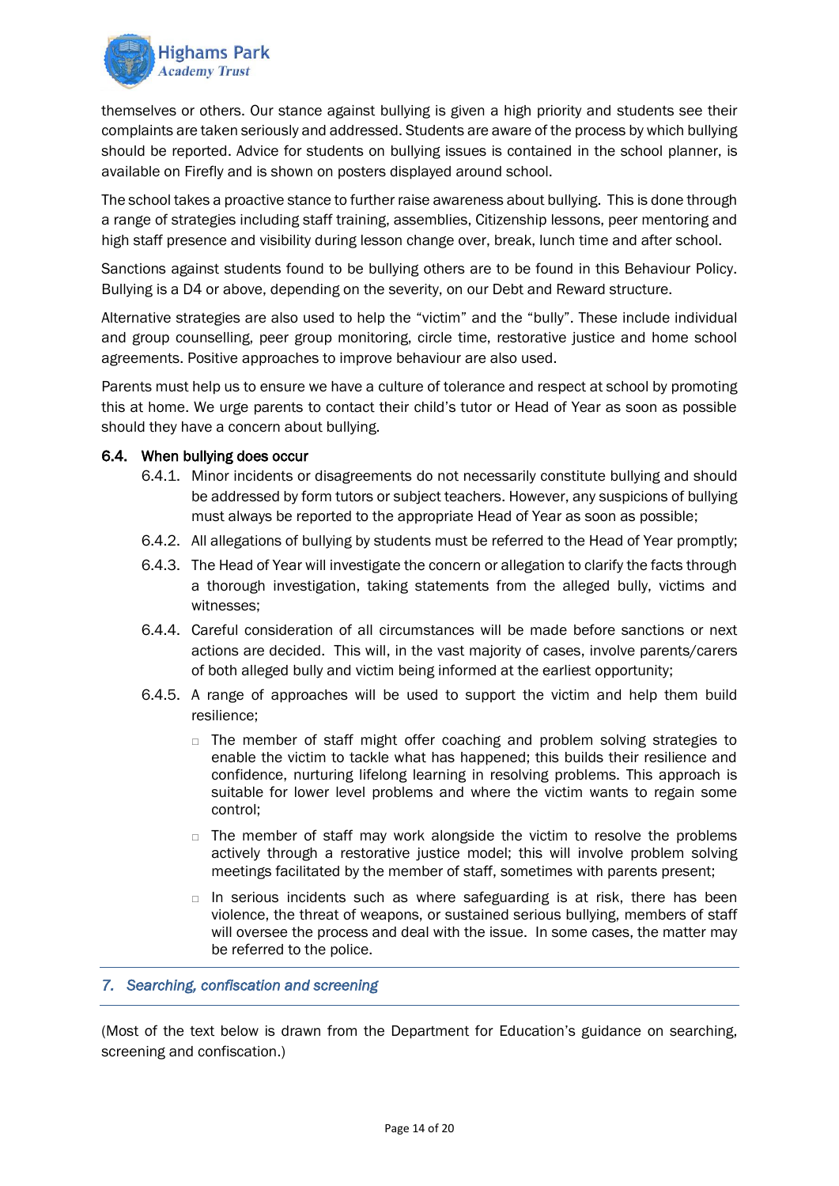themselves or others. Our stance against bullying is given a high priority and students see their complaints are taken seriously and addressed. Students are aware of the process by which bullying should be reported. Advice for students on bullying issues is contained in the school planner, is available on Firefly and is shown on posters displayed around school.

The school takes a proactive stance to further raise awareness about bullying. This is done through a range of strategies including staff training, assemblies, Citizenship lessons, peer mentoring and high staff presence and visibility during lesson change over, break, lunch time and after school.

Sanctions against students found to be bullying others are to be found in this Behaviour Policy. Bullying is a D4 or above, depending on the severity, on our Debt and Reward structure.

Alternative strategies are also used to help the "victim" and the "bully". These include individual and group counselling, peer group monitoring, circle time, restorative justice and home school agreements. Positive approaches to improve behaviour are also used.

Parents must help us to ensure we have a culture of tolerance and respect at school by promoting this at home. We urge parents to contact their child's tutor or Head of Year as soon as possible should they have a concern about bullying.

### 6.4. When bullying does occur

6.4.1. Minor incidents or disagreements do not necessarily constitute bullying and should be addressed by form tutors or subject teachers. However, any suspicions of bullying must always be reported to the appropriate Head of Year as soon as possible;

6.4.2. All allegations of bullying by students must be referred to the Head of Year promptly;

6.4.3. The Head of Year will investigate the concern or allegation to clarify the facts through a thorough investigation, taking statements from the alleged bully, victims and witnesses;

6.4.4. Careful consideration of all circumstances will be made before sanctions or next actions are decided. This will, in the vast majority of cases, involve parents/carers of both alleged bully and victim being informed at the earliest opportunity;

6.4.5. A range of approaches will be used to support the victim and help them build resilience;

- The member of staff might offer coaching and problem solving strategies to enable the victim to tackle what has happened; this builds their resilience and confidence, nurturing lifelong learning in resolving problems. This approach is suitable for lower level problems and where the victim wants to regain some control;
- The member of staff may work alongside the victim to resolve the problems actively through a restorative justice model; this will involve problem solving meetings facilitated by the member of staff, sometimes with parents present;
- In serious incidents such as where safeguarding is at risk, there has been violence, the threat of weapons, or sustained serious bullying, members of staff will oversee the process and deal with the issue. In some cases, the matter may be referred to the police.

---

## *7. Searching, confiscation and screening*

---

(Most of the text below is drawn from the Department for Education's guidance on searching, screening and confiscation.)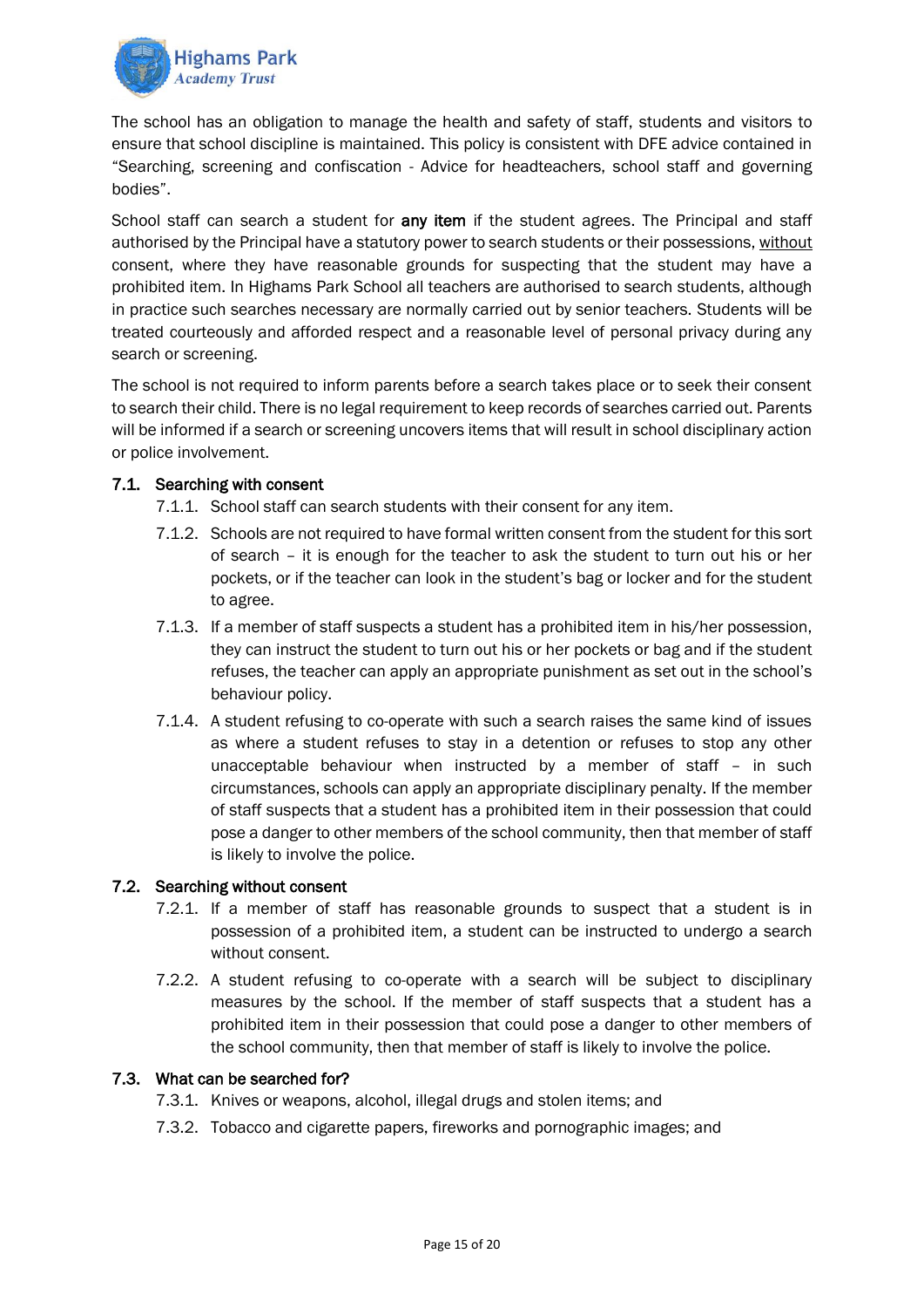The school has an obligation to manage the health and safety of staff, students and visitors to ensure that school discipline is maintained. This policy is consistent with DFE advice contained in "Searching, screening and confiscation - Advice for headteachers, school staff and governing bodies".

School staff can search a student for **any item** if the student agrees. The Principal and staff authorised by the Principal have a statutory power to search students or their possessions, <u>without</u> consent, where they have reasonable grounds for suspecting that the student may have a prohibited item. In Highams Park School all teachers are authorised to search students, although in practice such searches necessary are normally carried out by senior teachers. Students will be treated courteously and afforded respect and a reasonable level of personal privacy during any search or screening.

The school is not required to inform parents before a search takes place or to seek their consent to search their child. There is no legal requirement to keep records of searches carried out. Parents will be informed if a search or screening uncovers items that will result in school disciplinary action or police involvement.

### 7.1. Searching with consent

7.1.1. School staff can search students with their consent for any item.

7.1.2. Schools are not required to have formal written consent from the student for this sort of search – it is enough for the teacher to ask the student to turn out his or her pockets, or if the teacher can look in the student's bag or locker and for the student to agree.

7.1.3. If a member of staff suspects a student has a prohibited item in his/her possession, they can instruct the student to turn out his or her pockets or bag and if the student refuses, the teacher can apply an appropriate punishment as set out in the school's behaviour policy.

7.1.4. A student refusing to co-operate with such a search raises the same kind of issues as where a student refuses to stay in a detention or refuses to stop any other unacceptable behaviour when instructed by a member of staff – in such circumstances, schools can apply an appropriate disciplinary penalty. If the member of staff suspects that a student has a prohibited item in their possession that could pose a danger to other members of the school community, then that member of staff is likely to involve the police.

### 7.2. Searching without consent

7.2.1. If a member of staff has reasonable grounds to suspect that a student is in possession of a prohibited item, a student can be instructed to undergo a search without consent.

7.2.2. A student refusing to co-operate with a search will be subject to disciplinary measures by the school. If the member of staff suspects that a student has a prohibited item in their possession that could pose a danger to other members of the school community, then that member of staff is likely to involve the police.

### 7.3. What can be searched for?

7.3.1. Knives or weapons, alcohol, illegal drugs and stolen items; and

7.3.2. Tobacco and cigarette papers, fireworks and pornographic images; and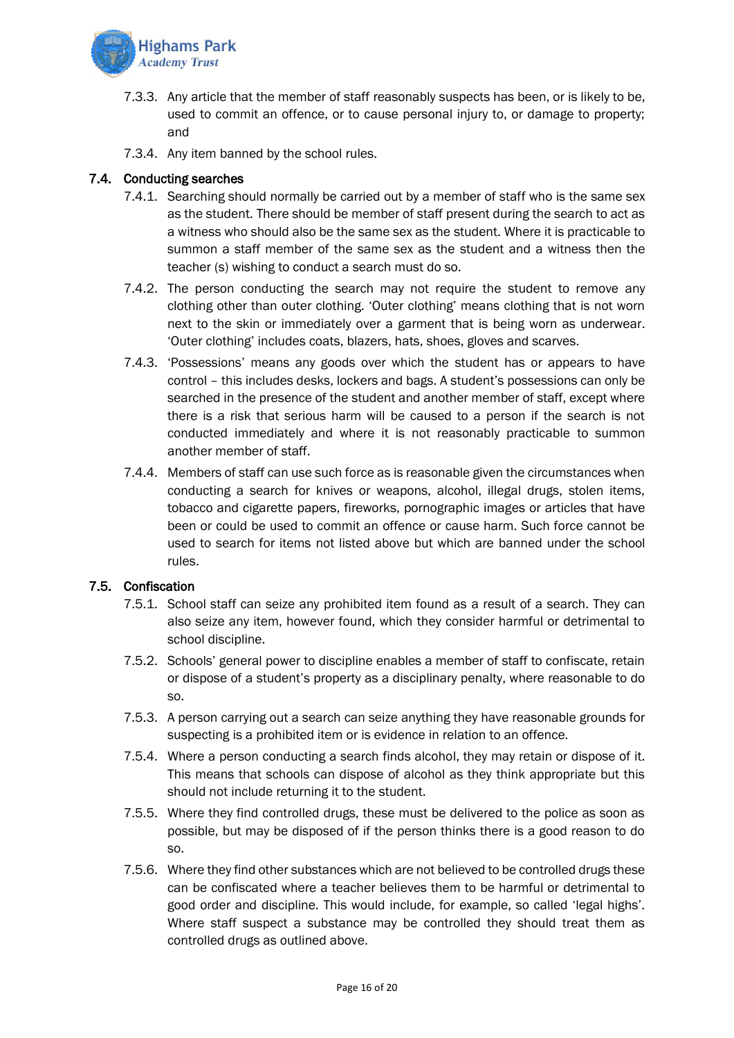7.3.3. Any article that the member of staff reasonably suspects has been, or is likely to be, used to commit an offence, or to cause personal injury to, or damage to property; and

7.3.4. Any item banned by the school rules.

### 7.4. Conducting searches

7.4.1. Searching should normally be carried out by a member of staff who is the same sex as the student. There should be member of staff present during the search to act as a witness who should also be the same sex as the student. Where it is practicable to summon a staff member of the same sex as the student and a witness then the teacher (s) wishing to conduct a search must do so.

7.4.2. The person conducting the search may not require the student to remove any clothing other than outer clothing. 'Outer clothing' means clothing that is not worn next to the skin or immediately over a garment that is being worn as underwear. 'Outer clothing' includes coats, blazers, hats, shoes, gloves and scarves.

7.4.3. 'Possessions' means any goods over which the student has or appears to have control – this includes desks, lockers and bags. A student's possessions can only be searched in the presence of the student and another member of staff, except where there is a risk that serious harm will be caused to a person if the search is not conducted immediately and where it is not reasonably practicable to summon another member of staff.

7.4.4. Members of staff can use such force as is reasonable given the circumstances when conducting a search for knives or weapons, alcohol, illegal drugs, stolen items, tobacco and cigarette papers, fireworks, pornographic images or articles that have been or could be used to commit an offence or cause harm. Such force cannot be used to search for items not listed above but which are banned under the school rules.

### 7.5. Confiscation

7.5.1. School staff can seize any prohibited item found as a result of a search. They can also seize any item, however found, which they consider harmful or detrimental to school discipline.

7.5.2. Schools' general power to discipline enables a member of staff to confiscate, retain or dispose of a student's property as a disciplinary penalty, where reasonable to do so.

7.5.3. A person carrying out a search can seize anything they have reasonable grounds for suspecting is a prohibited item or is evidence in relation to an offence.

7.5.4. Where a person conducting a search finds alcohol, they may retain or dispose of it. This means that schools can dispose of alcohol as they think appropriate but this should not include returning it to the student.

7.5.5. Where they find controlled drugs, these must be delivered to the police as soon as possible, but may be disposed of if the person thinks there is a good reason to do so.

7.5.6. Where they find other substances which are not believed to be controlled drugs these can be confiscated where a teacher believes them to be harmful or detrimental to good order and discipline. This would include, for example, so called 'legal highs'. Where staff suspect a substance may be controlled they should treat them as controlled drugs as outlined above.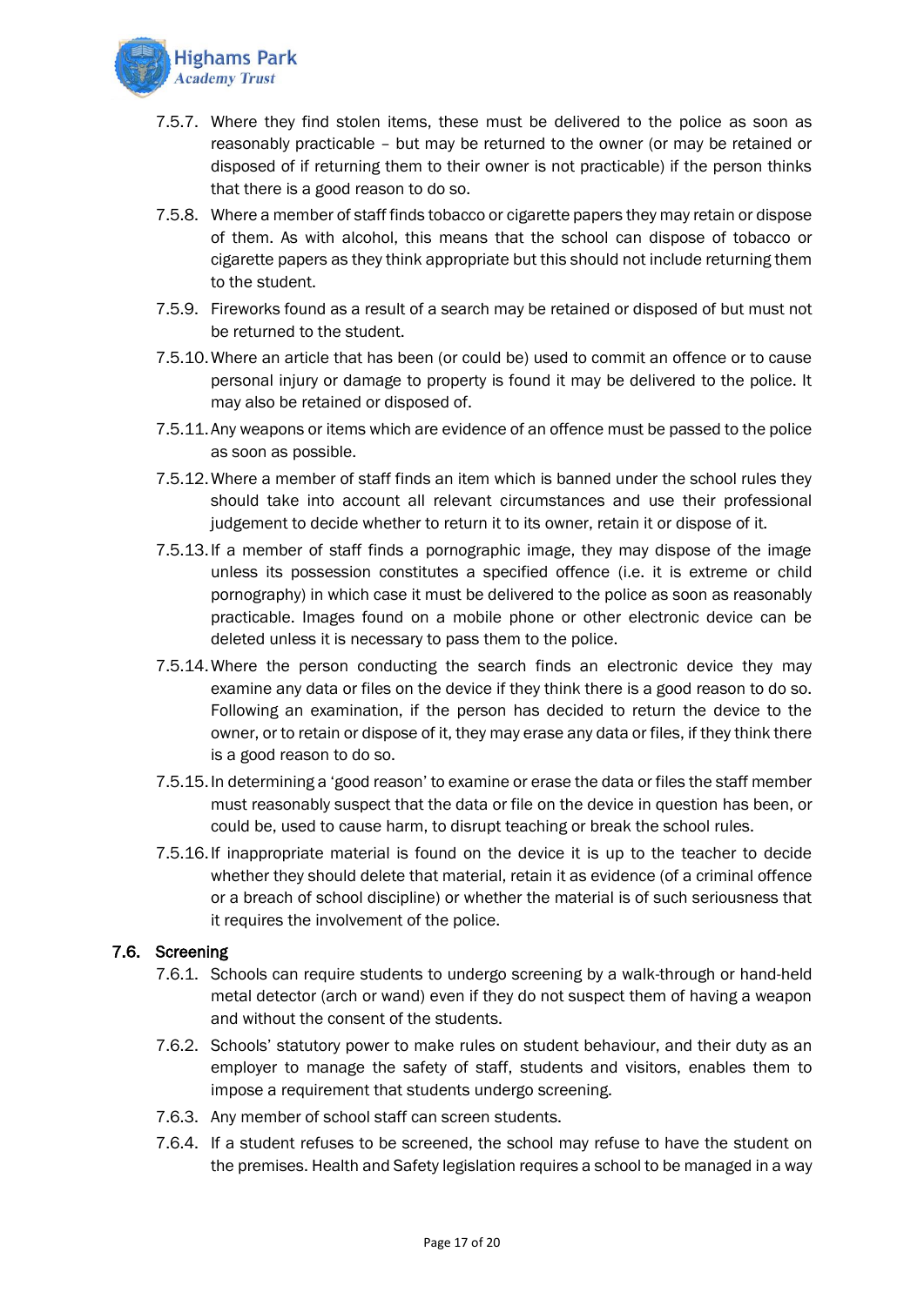7.5.7. Where they find stolen items, these must be delivered to the police as soon as reasonably practicable – but may be returned to the owner (or may be retained or disposed of if returning them to their owner is not practicable) if the person thinks that there is a good reason to do so.

7.5.8. Where a member of staff finds tobacco or cigarette papers they may retain or dispose of them. As with alcohol, this means that the school can dispose of tobacco or cigarette papers as they think appropriate but this should not include returning them to the student.

7.5.9. Fireworks found as a result of a search may be retained or disposed of but must not be returned to the student.

7.5.10. Where an article that has been (or could be) used to commit an offence or to cause personal injury or damage to property is found it may be delivered to the police. It may also be retained or disposed of.

7.5.11. Any weapons or items which are evidence of an offence must be passed to the police as soon as possible.

7.5.12. Where a member of staff finds an item which is banned under the school rules they should take into account all relevant circumstances and use their professional judgement to decide whether to return it to its owner, retain it or dispose of it.

7.5.13. If a member of staff finds a pornographic image, they may dispose of the image unless its possession constitutes a specified offence (i.e. it is extreme or child pornography) in which case it must be delivered to the police as soon as reasonably practicable. Images found on a mobile phone or other electronic device can be deleted unless it is necessary to pass them to the police.

7.5.14. Where the person conducting the search finds an electronic device they may examine any data or files on the device if they think there is a good reason to do so. Following an examination, if the person has decided to return the device to the owner, or to retain or dispose of it, they may erase any data or files, if they think there is a good reason to do so.

7.5.15. In determining a 'good reason' to examine or erase the data or files the staff member must reasonably suspect that the data or file on the device in question has been, or could be, used to cause harm, to disrupt teaching or break the school rules.

7.5.16. If inappropriate material is found on the device it is up to the teacher to decide whether they should delete that material, retain it as evidence (of a criminal offence or a breach of school discipline) or whether the material is of such seriousness that it requires the involvement of the police.

### 7.6. Screening

7.6.1. Schools can require students to undergo screening by a walk-through or hand-held metal detector (arch or wand) even if they do not suspect them of having a weapon and without the consent of the students.

7.6.2. Schools' statutory power to make rules on student behaviour, and their duty as an employer to manage the safety of staff, students and visitors, enables them to impose a requirement that students undergo screening.

7.6.3. Any member of school staff can screen students.

7.6.4. If a student refuses to be screened, the school may refuse to have the student on the premises. Health and Safety legislation requires a school to be managed in a way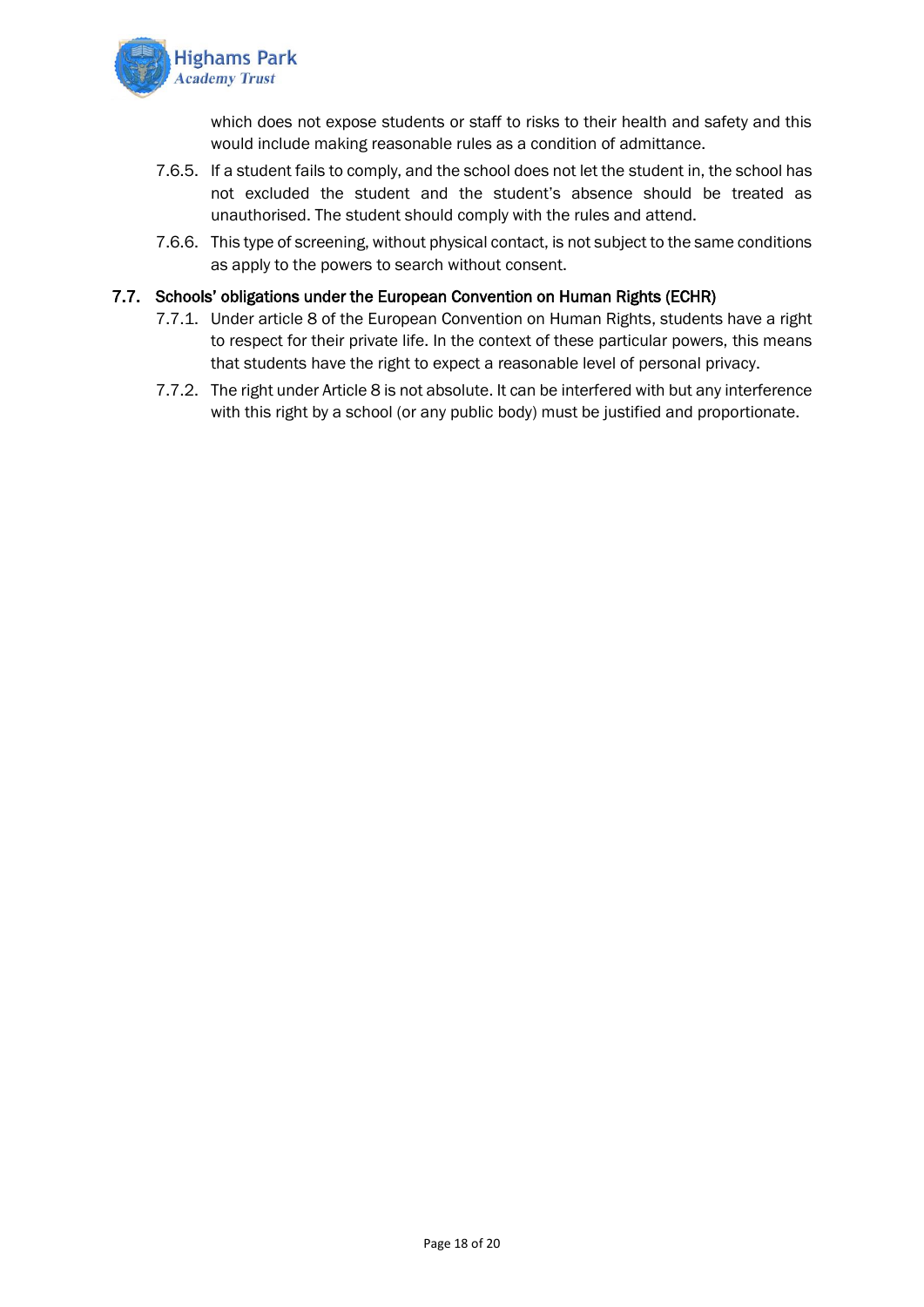which does not expose students or staff to risks to their health and safety and this would include making reasonable rules as a condition of admittance.

7.6.5. If a student fails to comply, and the school does not let the student in, the school has not excluded the student and the student's absence should be treated as unauthorised. The student should comply with the rules and attend.

7.6.6. This type of screening, without physical contact, is not subject to the same conditions as apply to the powers to search without consent.

### 7.7. Schools' obligations under the European Convention on Human Rights (ECHR)

7.7.1. Under article 8 of the European Convention on Human Rights, students have a right to respect for their private life. In the context of these particular powers, this means that students have the right to expect a reasonable level of personal privacy.

7.7.2. The right under Article 8 is not absolute. It can be interfered with but any interference with this right by a school (or any public body) must be justified and proportionate.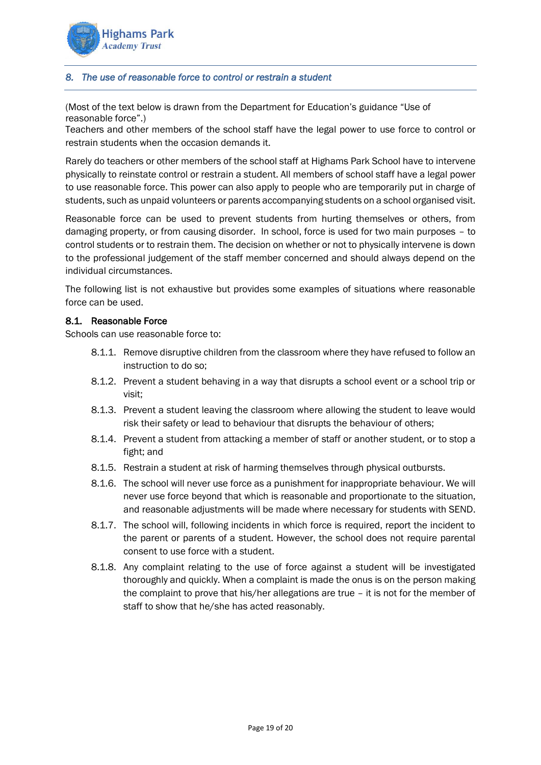## 8. The use of reasonable force to control or restrain a student

(Most of the text below is drawn from the Department for Education's guidance "Use of reasonable force".)
Teachers and other members of the school staff have the legal power to use force to control or restrain students when the occasion demands it.

Rarely do teachers or other members of the school staff at Highams Park School have to intervene physically to reinstate control or restrain a student. All members of school staff have a legal power to use reasonable force. This power can also apply to people who are temporarily put in charge of students, such as unpaid volunteers or parents accompanying students on a school organised visit.

Reasonable force can be used to prevent students from hurting themselves or others, from damaging property, or from causing disorder. In school, force is used for two main purposes – to control students or to restrain them. The decision on whether or not to physically intervene is down to the professional judgement of the staff member concerned and should always depend on the individual circumstances.

The following list is not exhaustive but provides some examples of situations where reasonable force can be used.

### 8.1. Reasonable Force

Schools can use reasonable force to:

- 8.1.1. Remove disruptive children from the classroom where they have refused to follow an instruction to do so;
- 8.1.2. Prevent a student behaving in a way that disrupts a school event or a school trip or visit;
- 8.1.3. Prevent a student leaving the classroom where allowing the student to leave would risk their safety or lead to behaviour that disrupts the behaviour of others;
- 8.1.4. Prevent a student from attacking a member of staff or another student, or to stop a fight; and
- 8.1.5. Restrain a student at risk of harming themselves through physical outbursts.
- 8.1.6. The school will never use force as a punishment for inappropriate behaviour. We will never use force beyond that which is reasonable and proportionate to the situation, and reasonable adjustments will be made where necessary for students with SEND.
- 8.1.7. The school will, following incidents in which force is required, report the incident to the parent or parents of a student. However, the school does not require parental consent to use force with a student.
- 8.1.8. Any complaint relating to the use of force against a student will be investigated thoroughly and quickly. When a complaint is made the onus is on the person making the complaint to prove that his/her allegations are true – it is not for the member of staff to show that he/she has acted reasonably.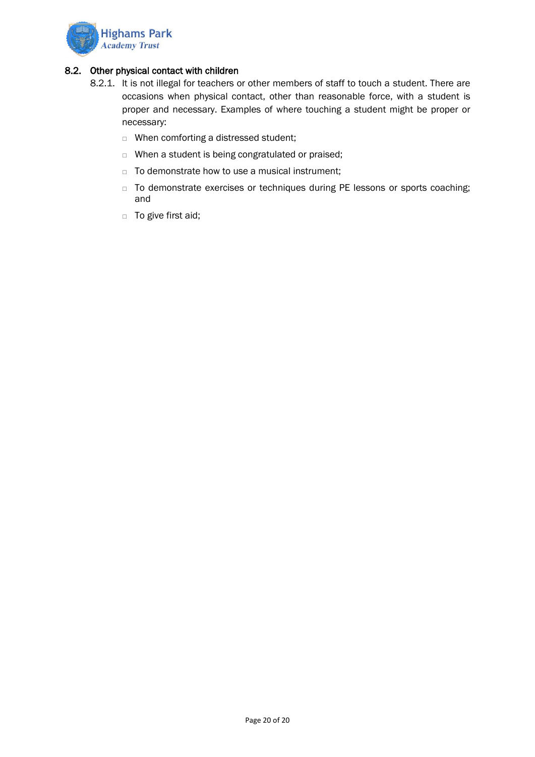### 8.2. Other physical contact with children

8.2.1. It is not illegal for teachers or other members of staff to touch a student. There are occasions when physical contact, other than reasonable force, with a student is proper and necessary. Examples of where touching a student might be proper or necessary:

- When comforting a distressed student;
- When a student is being congratulated or praised;
- To demonstrate how to use a musical instrument;
- To demonstrate exercises or techniques during PE lessons or sports coaching; and
- To give first aid;